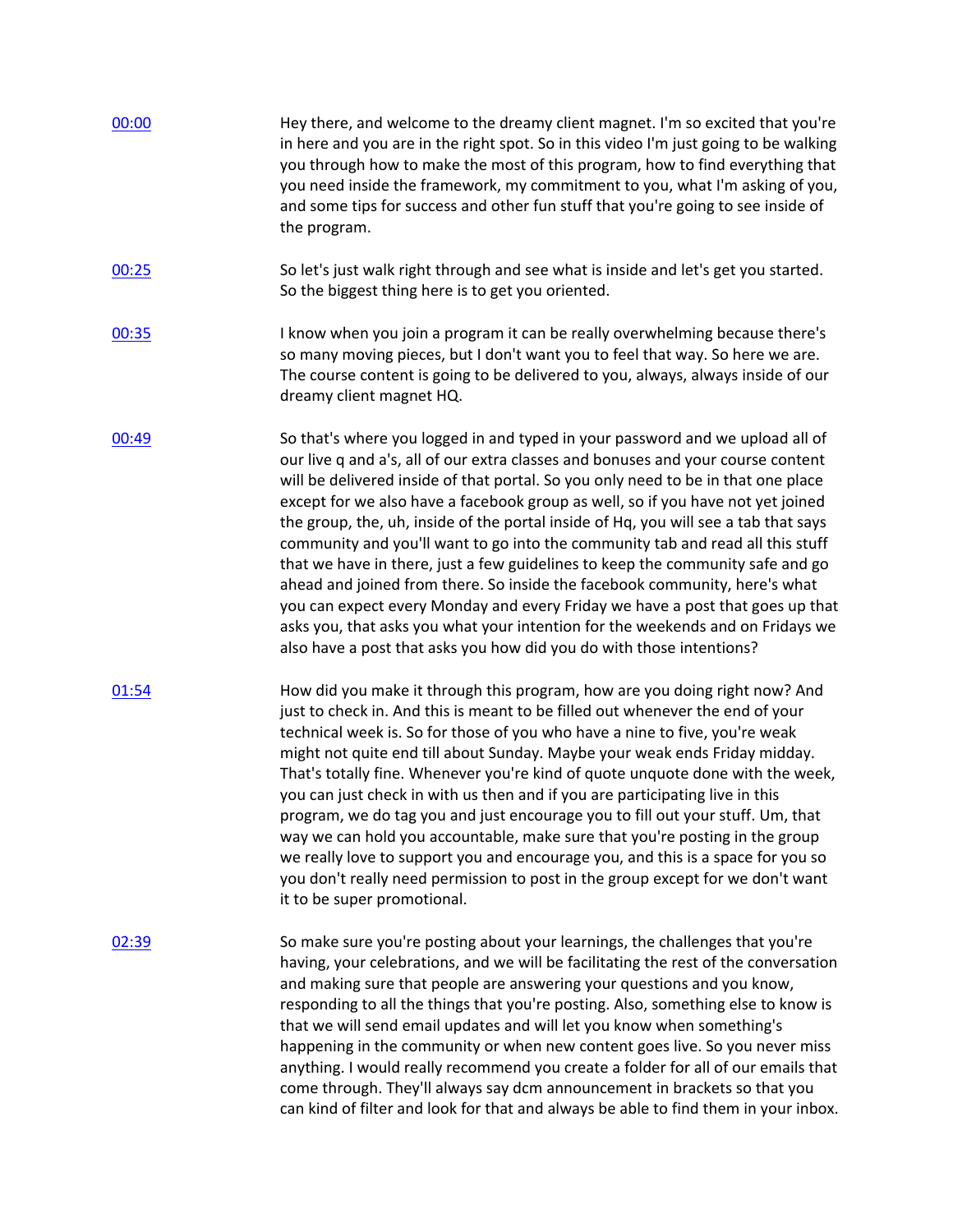[00:00](#) Hey there, and welcome to the dreamy client magnet. I'm so excited that you're in here and you are in the right spot. So in this video I'm just going to be walking you through how to make the most of this program, how to find everything that you need inside the framework, my commitment to you, what I'm asking of you, and some tips for success and other fun stuff that you're going to see inside of the program.

[00:25](#) So let's just walk right through and see what is inside and let's get you started. So the biggest thing here is to get you oriented.

[00:35](#) I know when you join a program it can be really overwhelming because there's so many moving pieces, but I don't want you to feel that way. So here we are. The course content is going to be delivered to you, always, always inside of our dreamy client magnet HQ.

[00:49](#) So that's where you logged in and typed in your password and we upload all of our live q and a's, all of our extra classes and bonuses and your course content will be delivered inside of that portal. So you only need to be in that one place except for we also have a facebook group as well, so if you have not yet joined the group, the, uh, inside of the portal inside of Hq, you will see a tab that says community and you'll want to go into the community tab and read all this stuff that we have in there, just a few guidelines to keep the community safe and go ahead and joined from there. So inside the facebook community, here's what you can expect every Monday and every Friday we have a post that goes up that asks you, that asks you what your intention for the weekends and on Fridays we also have a post that asks you how did you do with those intentions?

[01:54](#) How did you make it through this program, how are you doing right now? And just to check in. And this is meant to be filled out whenever the end of your technical week is. So for those of you who have a nine to five, you're weak might not quite end till about Sunday. Maybe your weak ends Friday midday. That's totally fine. Whenever you're kind of quote unquote done with the week, you can just check in with us then and if you are participating live in this program, we do tag you and just encourage you to fill out your stuff. Um, that way we can hold you accountable, make sure that you're posting in the group we really love to support you and encourage you, and this is a space for you so you don't really need permission to post in the group except for we don't want it to be super promotional.

[02:39](#) So make sure you're posting about your learnings, the challenges that you're having, your celebrations, and we will be facilitating the rest of the conversation and making sure that people are answering your questions and you know, responding to all the things that you're posting. Also, something else to know is that we will send email updates and will let you know when something's happening in the community or when new content goes live. So you never miss anything. I would really recommend you create a folder for all of our emails that come through. They'll always say dcm announcement in brackets so that you can kind of filter and look for that and always be able to find them in your inbox.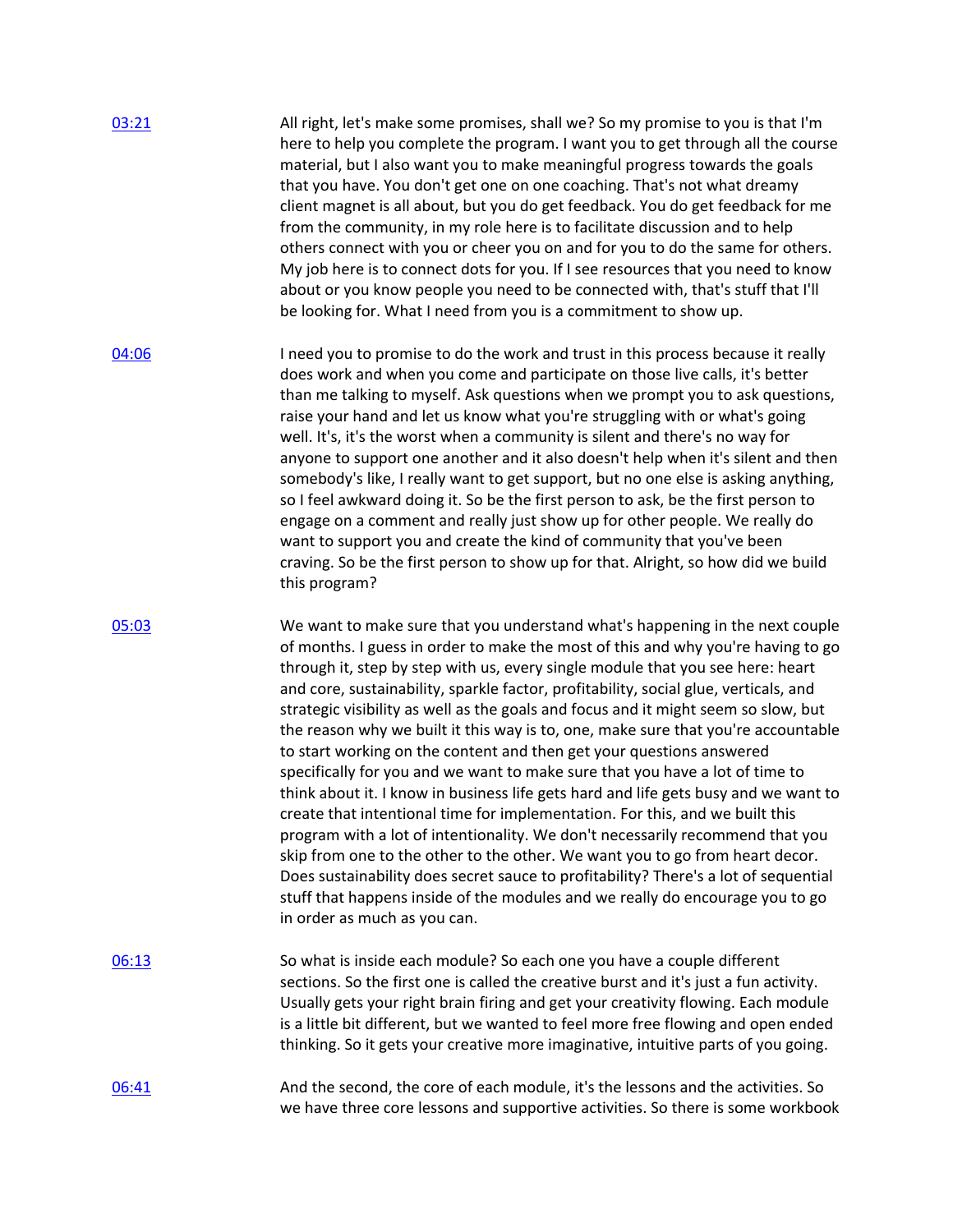[03:21](#)

All right, let's make some promises, shall we? So my promise to you is that I'm here to help you complete the program. I want you to get through all the course material, but I also want you to make meaningful progress towards the goals that you have. You don't get one on one coaching. That's not what dreamy client magnet is all about, but you do get feedback. You do get feedback for me from the community, in my role here is to facilitate discussion and to help others connect with you or cheer you on and for you to do the same for others. My job here is to connect dots for you. If I see resources that you need to know about or you know people you need to be connected with, that's stuff that I'll be looking for. What I need from you is a commitment to show up.

[04:06](#)

I need you to promise to do the work and trust in this process because it really does work and when you come and participate on those live calls, it's better than me talking to myself. Ask questions when we prompt you to ask questions, raise your hand and let us know what you're struggling with or what's going well. It's, it's the worst when a community is silent and there's no way for anyone to support one another and it also doesn't help when it's silent and then somebody's like, I really want to get support, but no one else is asking anything, so I feel awkward doing it. So be the first person to ask, be the first person to engage on a comment and really just show up for other people. We really do want to support you and create the kind of community that you've been craving. So be the first person to show up for that. Alright, so how did we build this program?

[05:03](#)

We want to make sure that you understand what's happening in the next couple of months. I guess in order to make the most of this and why you're having to go through it, step by step with us, every single module that you see here: heart and core, sustainability, sparkle factor, profitability, social glue, verticals, and strategic visibility as well as the goals and focus and it might seem so slow, but the reason why we built it this way is to, one, make sure that you're accountable to start working on the content and then get your questions answered specifically for you and we want to make sure that you have a lot of time to think about it. I know in business life gets hard and life gets busy and we want to create that intentional time for implementation. For this, and we built this program with a lot of intentionality. We don't necessarily recommend that you skip from one to the other to the other. We want you to go from heart decor. Does sustainability does secret sauce to profitability? There's a lot of sequential stuff that happens inside of the modules and we really do encourage you to go in order as much as you can.

[06:13](#)

So what is inside each module? So each one you have a couple different sections. So the first one is called the creative burst and it's just a fun activity. Usually gets your right brain firing and get your creativity flowing. Each module is a little bit different, but we wanted to feel more free flowing and open ended thinking. So it gets your creative more imaginative, intuitive parts of you going.

[06:41](#)

And the second, the core of each module, it's the lessons and the activities. So we have three core lessons and supportive activities. So there is some workbook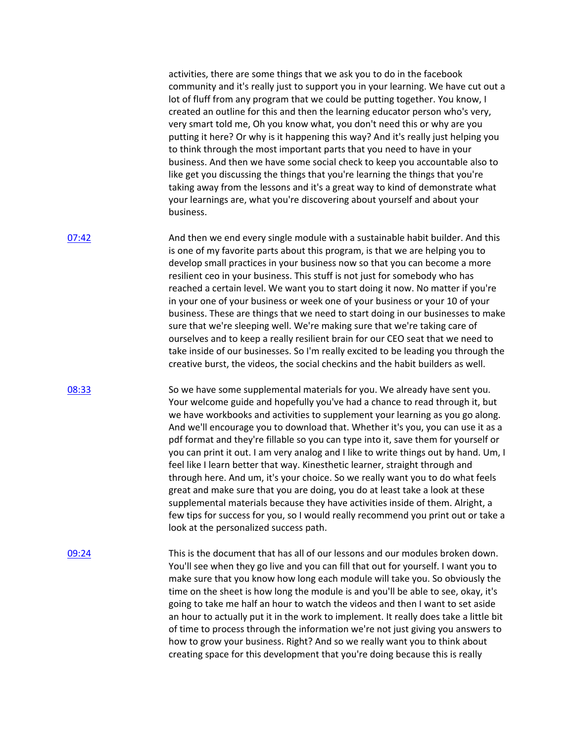activities, there are some things that we ask you to do in the facebook community and it's really just to support you in your learning. We have cut out a lot of fluff from any program that we could be putting together. You know, I created an outline for this and then the learning educator person who's very, very smart told me, Oh you know what, you don't need this or why are you putting it here? Or why is it happening this way? And it's really just helping you to think through the most important parts that you need to have in your business. And then we have some social check to keep you accountable also to like get you discussing the things that you're learning the things that you're taking away from the lessons and it's a great way to kind of demonstrate what your learnings are, what you're discovering about yourself and about your business.

[07:42]

And then we end every single module with a sustainable habit builder. And this is one of my favorite parts about this program, is that we are helping you to develop small practices in your business now so that you can become a more resilient ceo in your business. This stuff is not just for somebody who has reached a certain level. We want you to start doing it now. No matter if you're in your one of your business or week one of your business or your 10 of your business. These are things that we need to start doing in our businesses to make sure that we're sleeping well. We're making sure that we're taking care of ourselves and to keep a really resilient brain for our CEO seat that we need to take inside of our businesses. So I'm really excited to be leading you through the creative burst, the videos, the social checkins and the habit builders as well.

[08:33]

So we have some supplemental materials for you. We already have sent you. Your welcome guide and hopefully you've had a chance to read through it, but we have workbooks and activities to supplement your learning as you go along. And we'll encourage you to download that. Whether it's you, you can use it as a pdf format and they're fillable so you can type into it, save them for yourself or you can print it out. I am very analog and I like to write things out by hand. Um, I feel like I learn better that way. Kinesthetic learner, straight through and through here. And um, it's your choice. So we really want you to do what feels great and make sure that you are doing, you do at least take a look at these supplemental materials because they have activities inside of them. Alright, a few tips for success for you, so I would really recommend you print out or take a look at the personalized success path.

[09:24]

This is the document that has all of our lessons and our modules broken down. You'll see when they go live and you can fill that out for yourself. I want you to make sure that you know how long each module will take you. So obviously the time on the sheet is how long the module is and you'll be able to see, okay, it's going to take me half an hour to watch the videos and then I want to set aside an hour to actually put it in the work to implement. It really does take a little bit of time to process through the information we're not just giving you answers to how to grow your business. Right? And so we really want you to think about creating space for this development that you're doing because this is really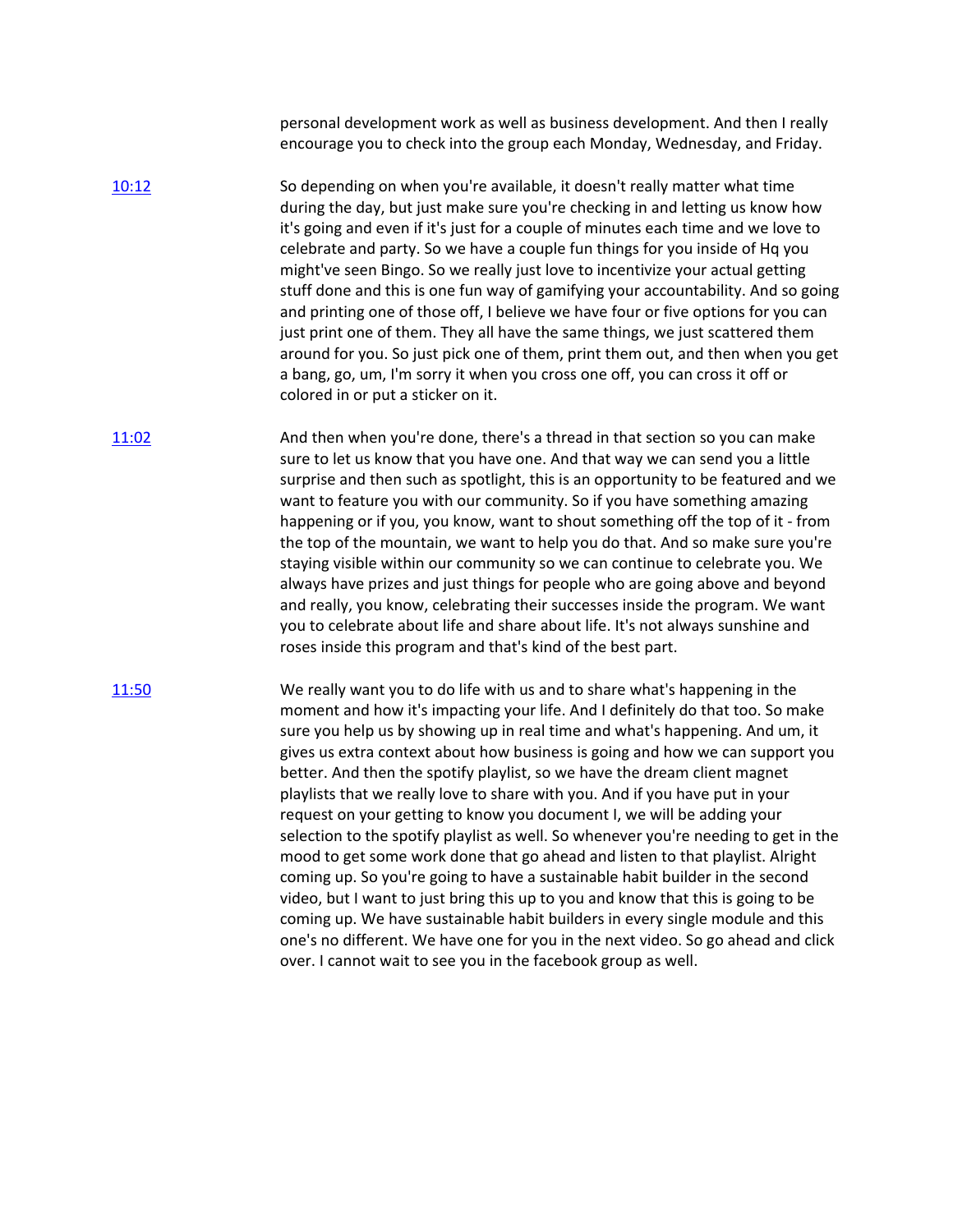personal development work as well as business development. And then I really encourage you to check into the group each Monday, Wednesday, and Friday.

[10:12]

So depending on when you're available, it doesn't really matter what time during the day, but just make sure you're checking in and letting us know how it's going and even if it's just for a couple of minutes each time and we love to celebrate and party. So we have a couple fun things for you inside of Hq you might've seen Bingo. So we really just love to incentivize your actual getting stuff done and this is one fun way of gamifying your accountability. And so going and printing one of those off, I believe we have four or five options for you can just print one of them. They all have the same things, we just scattered them around for you. So just pick one of them, print them out, and then when you get a bang, go, um, I'm sorry it when you cross one off, you can cross it off or colored in or put a sticker on it.

[11:02]

And then when you're done, there's a thread in that section so you can make sure to let us know that you have one. And that way we can send you a little surprise and then such as spotlight, this is an opportunity to be featured and we want to feature you with our community. So if you have something amazing happening or if you, you know, want to shout something off the top of it - from the top of the mountain, we want to help you do that. And so make sure you're staying visible within our community so we can continue to celebrate you. We always have prizes and just things for people who are going above and beyond and really, you know, celebrating their successes inside the program. We want you to celebrate about life and share about life. It's not always sunshine and roses inside this program and that's kind of the best part.

[11:50]

We really want you to do life with us and to share what's happening in the moment and how it's impacting your life. And I definitely do that too. So make sure you help us by showing up in real time and what's happening. And um, it gives us extra context about how business is going and how we can support you better. And then the spotify playlist, so we have the dream client magnet playlists that we really love to share with you. And if you have put in your request on your getting to know you document I, we will be adding your selection to the spotify playlist as well. So whenever you're needing to get in the mood to get some work done that go ahead and listen to that playlist. Alright coming up. So you're going to have a sustainable habit builder in the second video, but I want to just bring this up to you and know that this is going to be coming up. We have sustainable habit builders in every single module and this one's no different. We have one for you in the next video. So go ahead and click over. I cannot wait to see you in the facebook group as well.